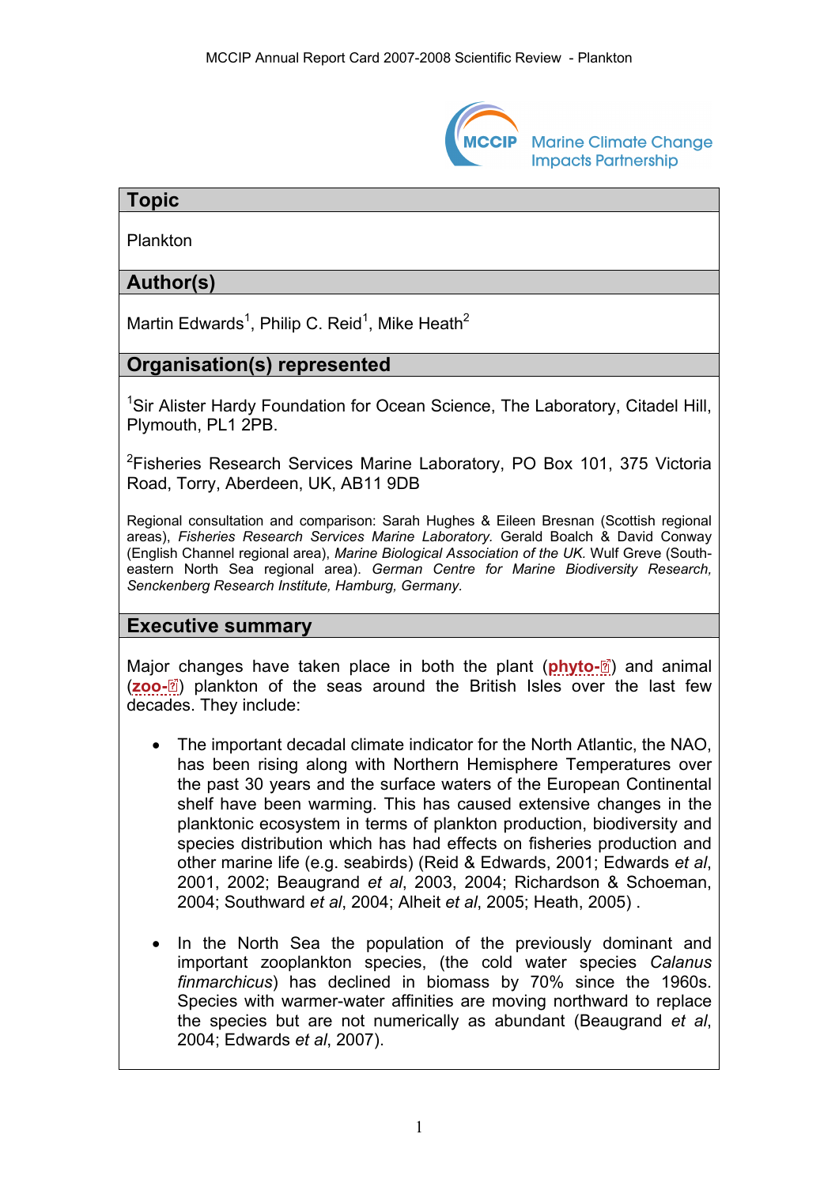## Topic

Plankton

## Author(s)

Martin Edwards[1], Philip C. Reid[1], Mike Heath[2]

## Organisation(s) represented

[1]Sir Alister Hardy Foundation for Ocean Science, The Laboratory, Citadel Hill, Plymouth, PL1 2PB.

[2]Fisheries Research Services Marine Laboratory, PO Box 101, 375 Victoria Road, Torry, Aberdeen, UK, AB11 9DB

Regional consultation and comparison: Sarah Hughes & Eileen Bresnan (Scottish regional areas), *Fisheries Research Services Marine Laboratory.* Gerald Boalch & David Conway (English Channel regional area), *Marine Biological Association of the UK.* Wulf Greve (South-eastern North Sea regional area). *German Centre for Marine Biodiversity Research, Senckenberg Research Institute, Hamburg, Germany.*

## Executive summary

Major changes have taken place in both the plant (**phyto-**) and animal (**zoo-**) plankton of the seas around the British Isles over the last few decades. They include:

- The important decadal climate indicator for the North Atlantic, the NAO, has been rising along with Northern Hemisphere Temperatures over the past 30 years and the surface waters of the European Continental shelf have been warming. This has caused extensive changes in the planktonic ecosystem in terms of plankton production, biodiversity and species distribution which has had effects on fisheries production and other marine life (e.g. seabirds) (Reid & Edwards, 2001; Edwards *et al*, 2001, 2002; Beaugrand *et al*, 2003, 2004; Richardson & Schoeman, 2004; Southward *et al*, 2004; Alheit *et al*, 2005; Heath, 2005) .

- In the North Sea the population of the previously dominant and important zooplankton species, (the cold water species *Calanus finmarchicus*) has declined in biomass by 70% since the 1960s. Species with warmer-water affinities are moving northward to replace the species but are not numerically as abundant (Beaugrand *et al*, 2004; Edwards *et al*, 2007).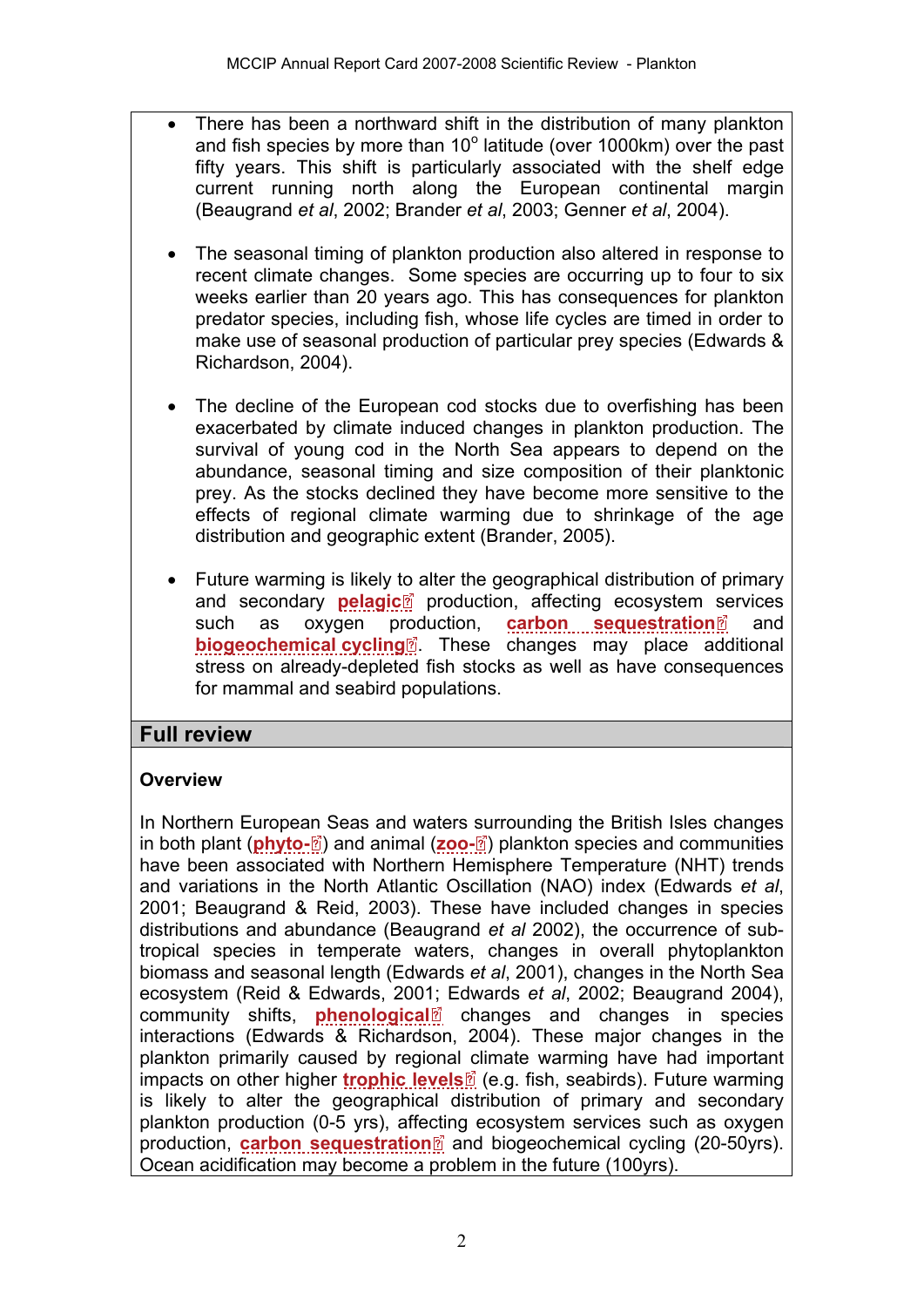- There has been a northward shift in the distribution of many plankton and fish species by more than 10$^{o}$ latitude (over 1000km) over the past fifty years. This shift is particularly associated with the shelf edge current running north along the European continental margin (Beaugrand *et al*, 2002; Brander *et al*, 2003; Genner *et al*, 2004).

- The seasonal timing of plankton production also altered in response to recent climate changes. Some species are occurring up to four to six weeks earlier than 20 years ago. This has consequences for plankton predator species, including fish, whose life cycles are timed in order to make use of seasonal production of particular prey species (Edwards & Richardson, 2004).

- The decline of the European cod stocks due to overfishing has been exacerbated by climate induced changes in plankton production. The survival of young cod in the North Sea appears to depend on the abundance, seasonal timing and size composition of their planktonic prey. As the stocks declined they have become more sensitive to the effects of regional climate warming due to shrinkage of the age distribution and geographic extent (Brander, 2005).

- Future warming is likely to alter the geographical distribution of primary and secondary **pelagic** production, affecting ecosystem services such as oxygen production, **carbon sequestration** and **biogeochemical cycling**. These changes may place additional stress on already-depleted fish stocks as well as have consequences for mammal and seabird populations.

## Full review

### Overview

In Northern European Seas and waters surrounding the British Isles changes in both plant (**phyto-**) and animal (**zoo-**) plankton species and communities have been associated with Northern Hemisphere Temperature (NHT) trends and variations in the North Atlantic Oscillation (NAO) index (Edwards *et al*, 2001; Beaugrand & Reid, 2003). These have included changes in species distributions and abundance (Beaugrand *et al* 2002), the occurrence of sub-tropical species in temperate waters, changes in overall phytoplankton biomass and seasonal length (Edwards *et al*, 2001), changes in the North Sea ecosystem (Reid & Edwards, 2001; Edwards *et al*, 2002; Beaugrand 2004), community shifts, **phenological** changes and changes in species interactions (Edwards & Richardson, 2004). These major changes in the plankton primarily caused by regional climate warming have had important impacts on other higher **trophic levels** (e.g. fish, seabirds). Future warming is likely to alter the geographical distribution of primary and secondary plankton production (0-5 yrs), affecting ecosystem services such as oxygen production, **carbon sequestration** and biogeochemical cycling (20-50yrs). Ocean acidification may become a problem in the future (100yrs).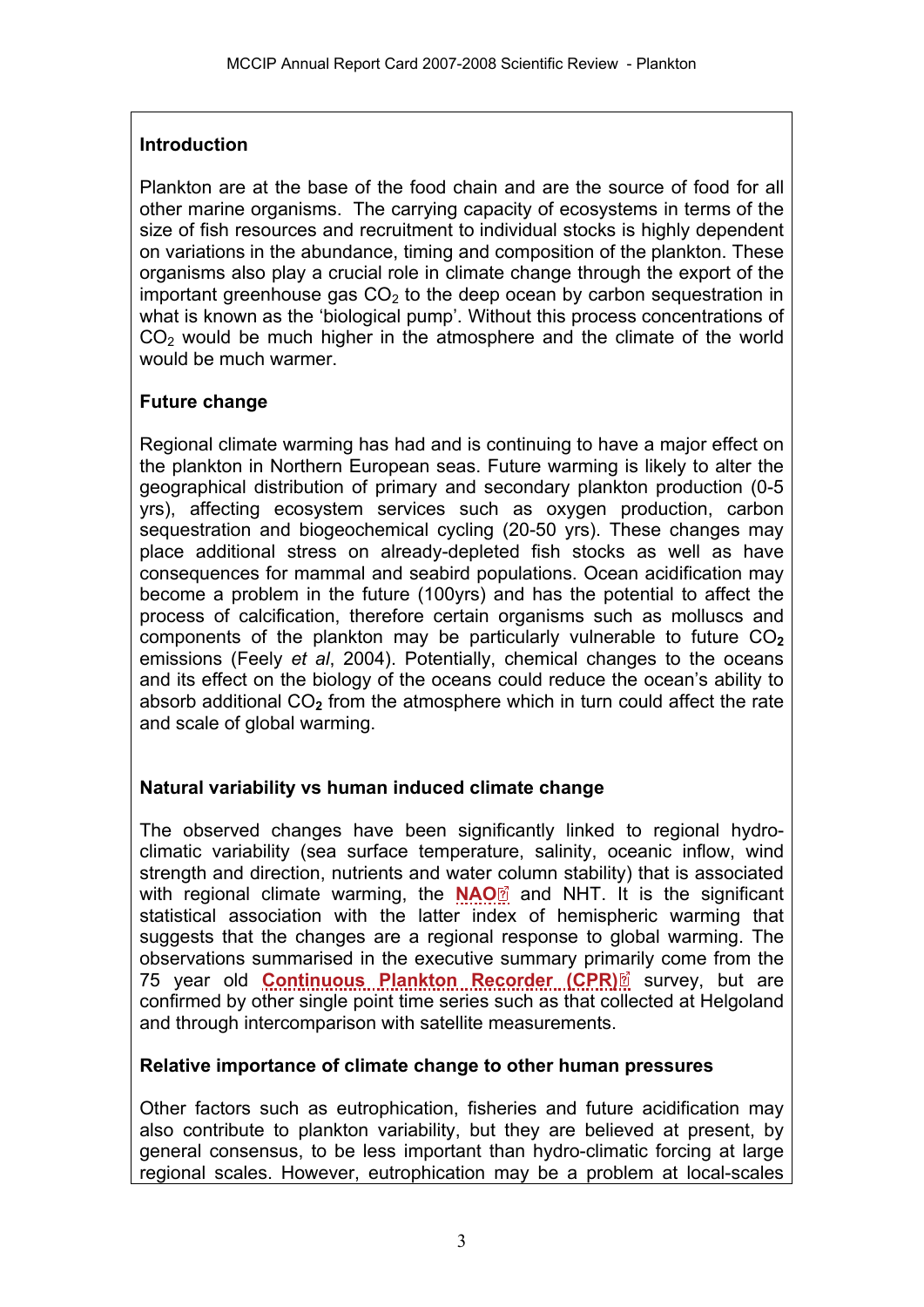## Introduction

Plankton are at the base of the food chain and are the source of food for all other marine organisms. The carrying capacity of ecosystems in terms of the size of fish resources and recruitment to individual stocks is highly dependent on variations in the abundance, timing and composition of the plankton. These organisms also play a crucial role in climate change through the export of the important greenhouse gas $CO_2$ to the deep ocean by carbon sequestration in what is known as the 'biological pump'. Without this process concentrations of $CO_2$ would be much higher in the atmosphere and the climate of the world would be much warmer.

## Future change

Regional climate warming has had and is continuing to have a major effect on the plankton in Northern European seas. Future warming is likely to alter the geographical distribution of primary and secondary plankton production (0-5 yrs), affecting ecosystem services such as oxygen production, carbon sequestration and biogeochemical cycling (20-50 yrs). These changes may place additional stress on already-depleted fish stocks as well as have consequences for mammal and seabird populations. Ocean acidification may become a problem in the future (100yrs) and has the potential to affect the process of calcification, therefore certain organisms such as molluscs and components of the plankton may be particularly vulnerable to future $CO_2$ emissions (Feely *et al*, 2004). Potentially, chemical changes to the oceans and its effect on the biology of the oceans could reduce the ocean's ability to absorb additional $CO_2$ from the atmosphere which in turn could affect the rate and scale of global warming.

## Natural variability vs human induced climate change

The observed changes have been significantly linked to regional hydro-climatic variability (sea surface temperature, salinity, oceanic inflow, wind strength and direction, nutrients and water column stability) that is associated with regional climate warming, the **NAO** and NHT. It is the significant statistical association with the latter index of hemispheric warming that suggests that the changes are a regional response to global warming. The observations summarised in the executive summary primarily come from the 75 year old **Continuous Plankton Recorder (CPR)** survey, but are confirmed by other single point time series such as that collected at Helgoland and through intercomparison with satellite measurements.

## Relative importance of climate change to other human pressures

Other factors such as eutrophication, fisheries and future acidification may also contribute to plankton variability, but they are believed at present, by general consensus, to be less important than hydro-climatic forcing at large regional scales. However, eutrophication may be a problem at local-scales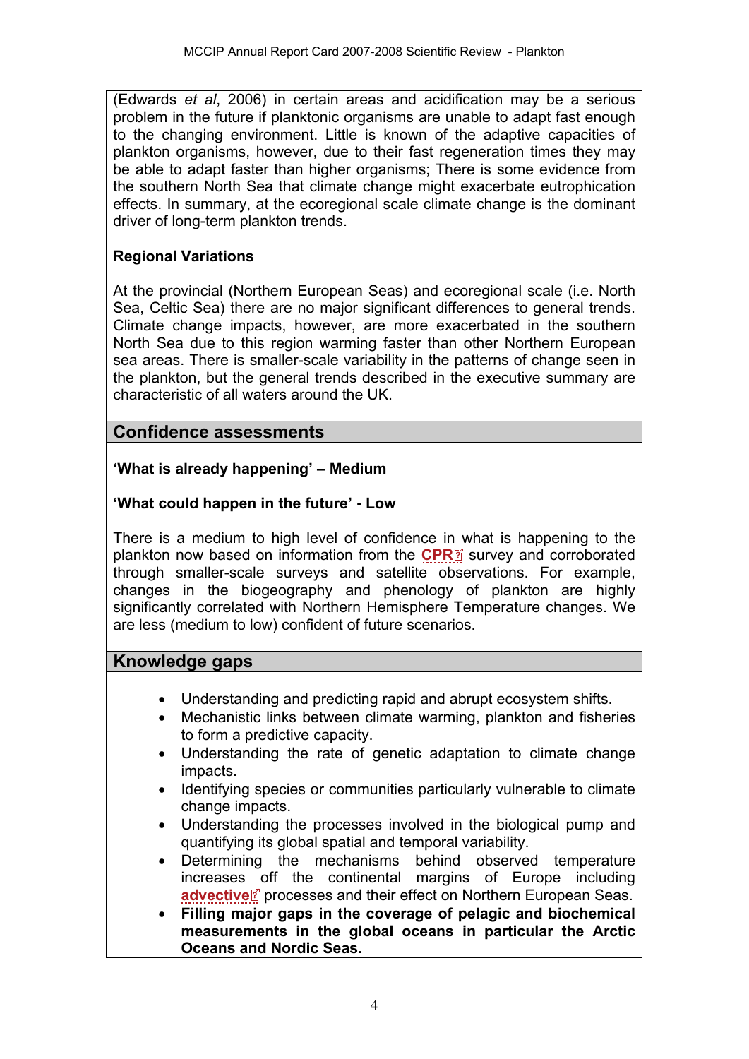(Edwards *et al*, 2006) in certain areas and acidification may be a serious problem in the future if planktonic organisms are unable to adapt fast enough to the changing environment. Little is known of the adaptive capacities of plankton organisms, however, due to their fast regeneration times they may be able to adapt faster than higher organisms; There is some evidence from the southern North Sea that climate change might exacerbate eutrophication effects. In summary, at the ecoregional scale climate change is the dominant driver of long-term plankton trends.

**Regional Variations**

At the provincial (Northern European Seas) and ecoregional scale (i.e. North Sea, Celtic Sea) there are no major significant differences to general trends. Climate change impacts, however, are more exacerbated in the southern North Sea due to this region warming faster than other Northern European sea areas. There is smaller-scale variability in the patterns of change seen in the plankton, but the general trends described in the executive summary are characteristic of all waters around the UK.

## Confidence assessments

**'What is already happening' – Medium**

**'What could happen in the future' - Low**

There is a medium to high level of confidence in what is happening to the plankton now based on information from the **CPR** survey and corroborated through smaller-scale surveys and satellite observations. For example, changes in the biogeography and phenology of plankton are highly significantly correlated with Northern Hemisphere Temperature changes. We are less (medium to low) confident of future scenarios.

## Knowledge gaps

- Understanding and predicting rapid and abrupt ecosystem shifts.
- Mechanistic links between climate warming, plankton and fisheries to form a predictive capacity.
- Understanding the rate of genetic adaptation to climate change impacts.
- Identifying species or communities particularly vulnerable to climate change impacts.
- Understanding the processes involved in the biological pump and quantifying its global spatial and temporal variability.
- Determining the mechanisms behind observed temperature increases off the continental margins of Europe including **advective** processes and their effect on Northern European Seas.
- **Filling major gaps in the coverage of pelagic and biochemical measurements in the global oceans in particular the Arctic Oceans and Nordic Seas.**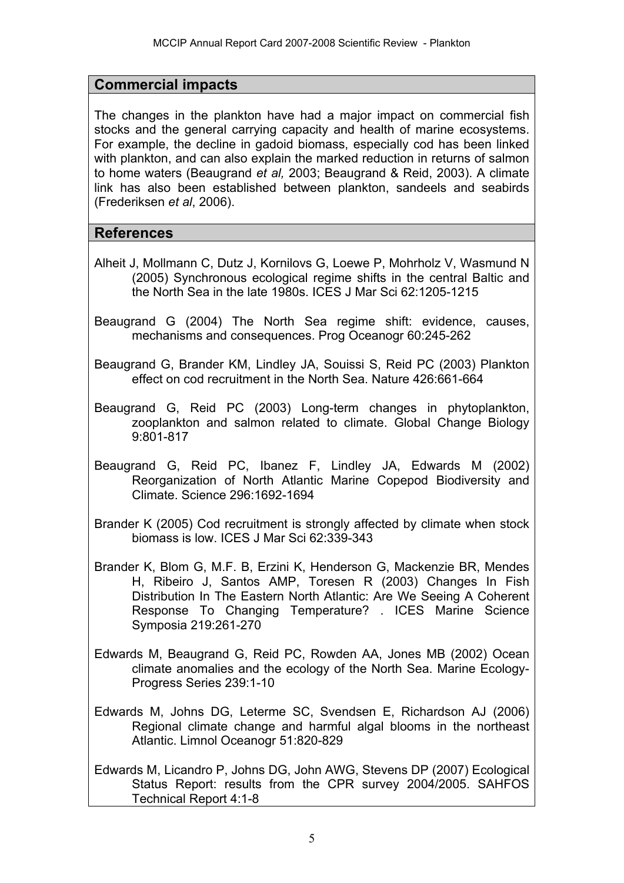## Commercial impacts

The changes in the plankton have had a major impact on commercial fish stocks and the general carrying capacity and health of marine ecosystems. For example, the decline in gadoid biomass, especially cod has been linked with plankton, and can also explain the marked reduction in returns of salmon to home waters (Beaugrand *et al,* 2003; Beaugrand & Reid, 2003). A climate link has also been established between plankton, sandeels and seabirds (Frederiksen *et al*, 2006).

## References

Alheit J, Mollmann C, Dutz J, Kornilovs G, Loewe P, Mohrholz V, Wasmund N (2005) Synchronous ecological regime shifts in the central Baltic and the North Sea in the late 1980s. ICES J Mar Sci 62:1205-1215

Beaugrand G (2004) The North Sea regime shift: evidence, causes, mechanisms and consequences. Prog Oceanogr 60:245-262

Beaugrand G, Brander KM, Lindley JA, Souissi S, Reid PC (2003) Plankton effect on cod recruitment in the North Sea. Nature 426:661-664

Beaugrand G, Reid PC (2003) Long-term changes in phytoplankton, zooplankton and salmon related to climate. Global Change Biology 9:801-817

Beaugrand G, Reid PC, Ibanez F, Lindley JA, Edwards M (2002) Reorganization of North Atlantic Marine Copepod Biodiversity and Climate. Science 296:1692-1694

Brander K (2005) Cod recruitment is strongly affected by climate when stock biomass is low. ICES J Mar Sci 62:339-343

Brander K, Blom G, M.F. B, Erzini K, Henderson G, Mackenzie BR, Mendes H, Ribeiro J, Santos AMP, Toresen R (2003) Changes In Fish Distribution In The Eastern North Atlantic: Are We Seeing A Coherent Response To Changing Temperature? . ICES Marine Science Symposia 219:261-270

Edwards M, Beaugrand G, Reid PC, Rowden AA, Jones MB (2002) Ocean climate anomalies and the ecology of the North Sea. Marine Ecology-Progress Series 239:1-10

Edwards M, Johns DG, Leterme SC, Svendsen E, Richardson AJ (2006) Regional climate change and harmful algal blooms in the northeast Atlantic. Limnol Oceanogr 51:820-829

Edwards M, Licandro P, Johns DG, John AWG, Stevens DP (2007) Ecological Status Report: results from the CPR survey 2004/2005. SAHFOS Technical Report 4:1-8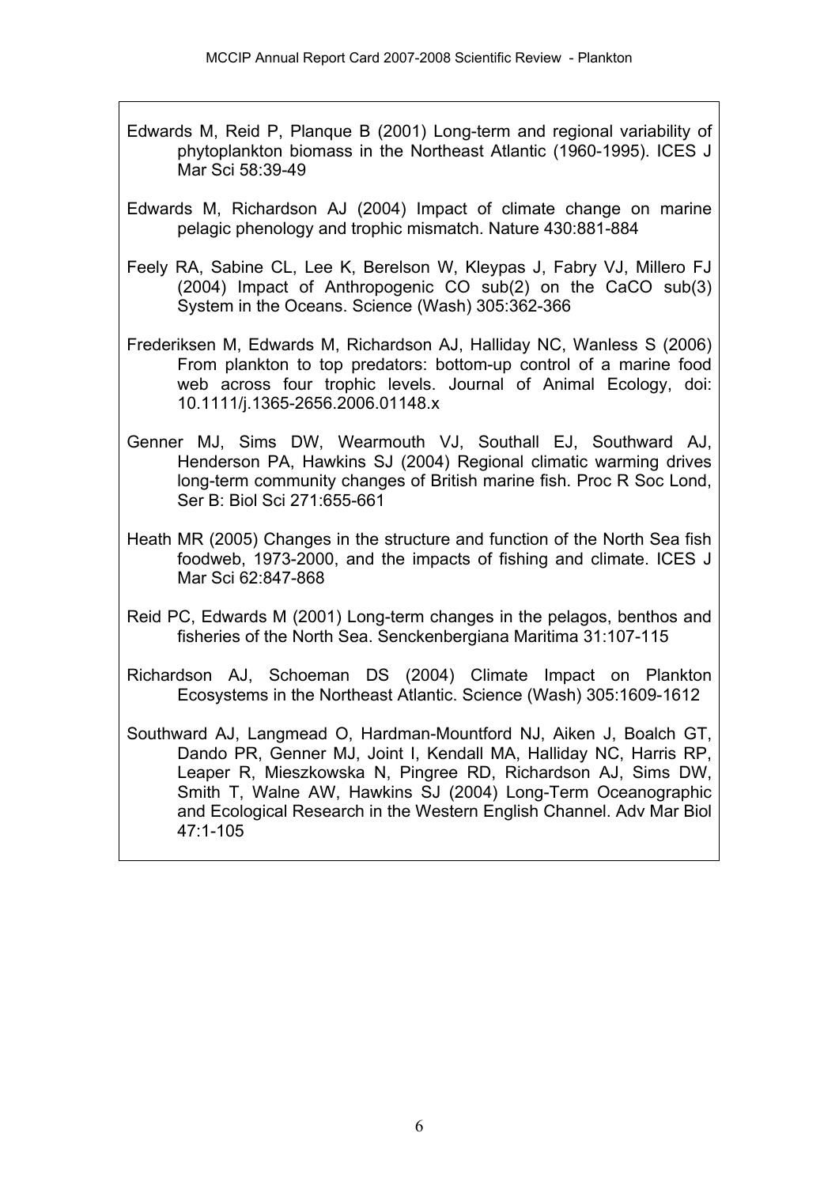Edwards M, Reid P, Planque B (2001) Long-term and regional variability of phytoplankton biomass in the Northeast Atlantic (1960-1995). ICES J Mar Sci 58:39-49

Edwards M, Richardson AJ (2004) Impact of climate change on marine pelagic phenology and trophic mismatch. Nature 430:881-884

Feely RA, Sabine CL, Lee K, Berelson W, Kleypas J, Fabry VJ, Millero FJ (2004) Impact of Anthropogenic CO sub(2) on the CaCO sub(3) System in the Oceans. Science (Wash) 305:362-366

Frederiksen M, Edwards M, Richardson AJ, Halliday NC, Wanless S (2006) From plankton to top predators: bottom-up control of a marine food web across four trophic levels. Journal of Animal Ecology, doi: 10.1111/j.1365-2656.2006.01148.x

Genner MJ, Sims DW, Wearmouth VJ, Southall EJ, Southward AJ, Henderson PA, Hawkins SJ (2004) Regional climatic warming drives long-term community changes of British marine fish. Proc R Soc Lond, Ser B: Biol Sci 271:655-661

Heath MR (2005) Changes in the structure and function of the North Sea fish foodweb, 1973-2000, and the impacts of fishing and climate. ICES J Mar Sci 62:847-868

Reid PC, Edwards M (2001) Long-term changes in the pelagos, benthos and fisheries of the North Sea. Senckenbergiana Maritima 31:107-115

Richardson AJ, Schoeman DS (2004) Climate Impact on Plankton Ecosystems in the Northeast Atlantic. Science (Wash) 305:1609-1612

Southward AJ, Langmead O, Hardman-Mountford NJ, Aiken J, Boalch GT, Dando PR, Genner MJ, Joint I, Kendall MA, Halliday NC, Harris RP, Leaper R, Mieszkowska N, Pingree RD, Richardson AJ, Sims DW, Smith T, Walne AW, Hawkins SJ (2004) Long-Term Oceanographic and Ecological Research in the Western English Channel. Adv Mar Biol 47:1-105